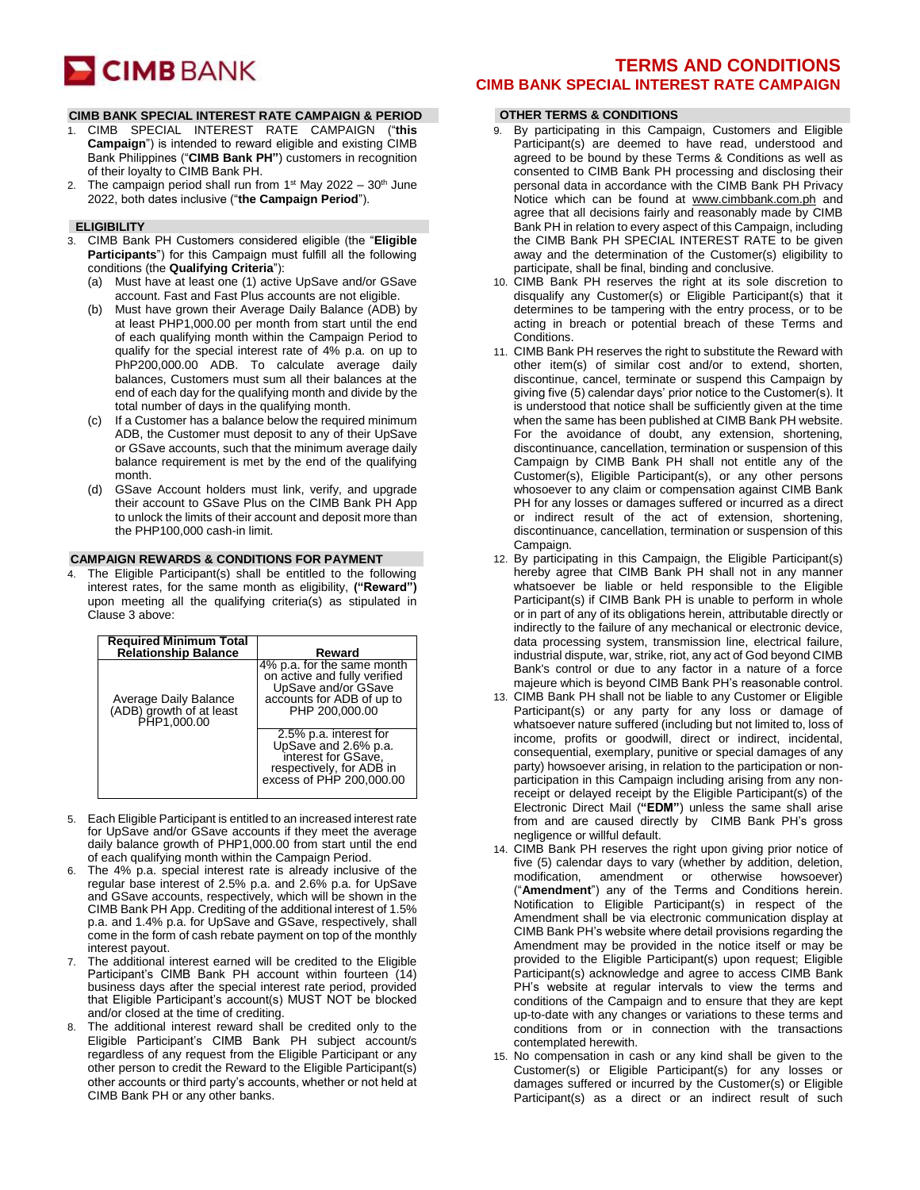# TERMS AND CONDITIONS
## CIMB BANK SPECIAL INTEREST RATE CAMPAIGN

### CIMB BANK SPECIAL INTEREST RATE CAMPAIGN & PERIOD

1. CIMB SPECIAL INTEREST RATE CAMPAIGN ("**this Campaign**") is intended to reward eligible and existing CIMB Bank Philippines ("**CIMB Bank PH**") customers in recognition of their loyalty to CIMB Bank PH.
2. The campaign period shall run from 1st May 2022 – 30th June 2022, both dates inclusive ("**the Campaign Period**").

### ELIGIBILITY

3. CIMB Bank PH Customers considered eligible (the "**Eligible Participants**") for this Campaign must fulfill all the following conditions (the **Qualifying Criteria**"):
   (a) Must have at least one (1) active UpSave and/or GSave account. Fast and Fast Plus accounts are not eligible.
   (b) Must have grown their Average Daily Balance (ADB) by at least PHP1,000.00 per month from start until the end of each qualifying month within the Campaign Period to qualify for the special interest rate of 4% p.a. on up to PhP200,000.00 ADB. To calculate average daily balances, Customers must sum all their balances at the end of each day for the qualifying month and divide by the total number of days in the qualifying month.
   (c) If a Customer has a balance below the required minimum ADB, the Customer must deposit to any of their UpSave or GSave accounts, such that the minimum average daily balance requirement is met by the end of the qualifying month.
   (d) GSave Account holders must link, verify, and upgrade their account to GSave Plus on the CIMB Bank PH App to unlock the limits of their account and deposit more than the PHP100,000 cash-in limit.

### CAMPAIGN REWARDS & CONDITIONS FOR PAYMENT

4. The Eligible Participant(s) shall be entitled to the following interest rates, for the same month as eligibility, **("Reward")** upon meeting all the qualifying criteria(s) as stipulated in Clause 3 above:

| Required Minimum Total Relationship Balance | Reward |
|---|---|
| Average Daily Balance (ADB) growth of at least PHP1,000.00 | 4% p.a. for the same month on active and fully verified UpSave and/or GSave accounts for ADB of up to PHP 200,000.00 |
| | 2.5% p.a. interest for UpSave and 2.6% p.a. interest for GSave, respectively, for ADB in excess of PHP 200,000.00 |

5. Each Eligible Participant is entitled to an increased interest rate for UpSave and/or GSave accounts if they meet the average daily balance growth of PHP1,000.00 from start until the end of each qualifying month within the Campaign Period.
6. The 4% p.a. special interest rate is already inclusive of the regular base interest of 2.5% p.a. and 2.6% p.a. for UpSave and GSave accounts, respectively, which will be shown in the CIMB Bank PH App. Crediting of the additional interest of 1.5% p.a. and 1.4% p.a. for UpSave and GSave, respectively, shall come in the form of cash rebate payment on top of the monthly interest payout.
7. The additional interest earned will be credited to the Eligible Participant's CIMB Bank PH account within fourteen (14) business days after the special interest rate period, provided that Eligible Participant's account(s) MUST NOT be blocked and/or closed at the time of crediting.
8. The additional interest reward shall be credited only to the Eligible Participant's CIMB Bank PH subject account/s regardless of any request from the Eligible Participant or any other person to credit the Reward to the Eligible Participant(s) other accounts or third party's accounts, whether or not held at CIMB Bank PH or any other banks.

### OTHER TERMS & CONDITIONS

9. By participating in this Campaign, Customers and Eligible Participant(s) are deemed to have read, understood and agreed to be bound by these Terms & Conditions as well as consented to CIMB Bank PH processing and disclosing their personal data in accordance with the CIMB Bank PH Privacy Notice which can be found at www.cimbbank.com.ph and agree that all decisions fairly and reasonably made by CIMB Bank PH in relation to every aspect of this Campaign, including the CIMB Bank PH SPECIAL INTEREST RATE to be given away and the determination of the Customer(s) eligibility to participate, shall be final, binding and conclusive.
10. CIMB Bank PH reserves the right at its sole discretion to disqualify any Customer(s) or Eligible Participant(s) that it determines to be tampering with the entry process, or to be acting in breach or potential breach of these Terms and Conditions.
11. CIMB Bank PH reserves the right to substitute the Reward with other item(s) of similar cost and/or to extend, shorten, discontinue, cancel, terminate or suspend this Campaign by giving five (5) calendar days' prior notice to the Customer(s). It is understood that notice shall be sufficiently given at the time when the same has been published at CIMB Bank PH website. For the avoidance of doubt, any extension, shortening, discontinuance, cancellation, termination or suspension of this Campaign by CIMB Bank PH shall not entitle any of the Customer(s), Eligible Participant(s), or any other persons whosoever to any claim or compensation against CIMB Bank PH for any losses or damages suffered or incurred as a direct or indirect result of the act of extension, shortening, discontinuance, cancellation, termination or suspension of this Campaign.
12. By participating in this Campaign, the Eligible Participant(s) hereby agree that CIMB Bank PH shall not in any manner whatsoever be liable or held responsible to the Eligible Participant(s) if CIMB Bank PH is unable to perform in whole or in part of any of its obligations herein, attributable directly or indirectly to the failure of any mechanical or electronic device, data processing system, transmission line, electrical failure, industrial dispute, war, strike, riot, any act of God beyond CIMB Bank's control or due to any factor in a nature of a force majeure which is beyond CIMB Bank PH's reasonable control.
13. CIMB Bank PH shall not be liable to any Customer or Eligible Participant(s) or any party for any loss or damage of whatsoever nature suffered (including but not limited to, loss of income, profits or goodwill, direct or indirect, incidental, consequential, exemplary, punitive or special damages of any party) howsoever arising, in relation to the participation or non-participation in this Campaign including arising from any non-receipt or delayed receipt by the Eligible Participant(s) of the Electronic Direct Mail (**"EDM"**) unless the same shall arise from and are caused directly by CIMB Bank PH's gross negligence or willful default.
14. CIMB Bank PH reserves the right upon giving prior notice of five (5) calendar days to vary (whether by addition, deletion, modification, amendment or otherwise howsoever) ("**Amendment**") any of the Terms and Conditions herein. Notification to Eligible Participant(s) in respect of the Amendment shall be via electronic communication display at CIMB Bank PH's website where detail provisions regarding the Amendment may be provided in the notice itself or may be provided to the Eligible Participant(s) upon request; Eligible Participant(s) acknowledge and agree to access CIMB Bank PH's website at regular intervals to view the terms and conditions of the Campaign and to ensure that they are kept up-to-date with any changes or variations to these terms and conditions from or in connection with the transactions contemplated herewith.
15. No compensation in cash or any kind shall be given to the Customer(s) or Eligible Participant(s) for any losses or damages suffered or incurred by the Customer(s) or Eligible Participant(s) as a direct or an indirect result of such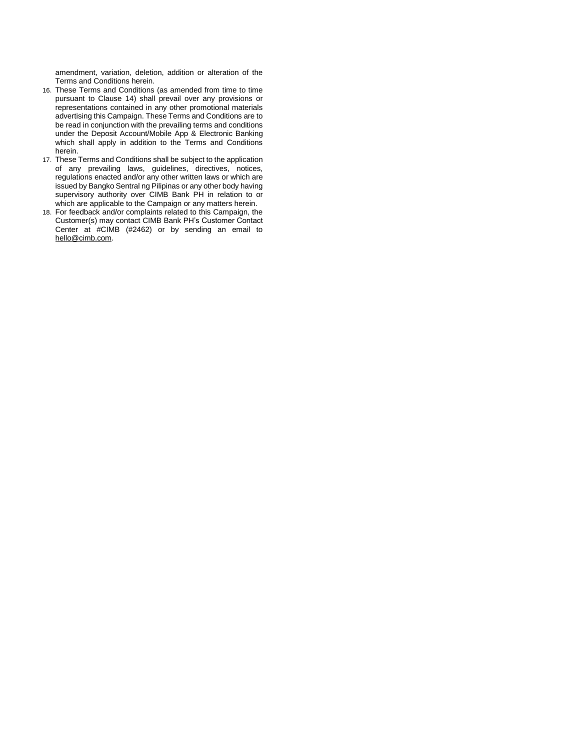amendment, variation, deletion, addition or alteration of the Terms and Conditions herein.

16. These Terms and Conditions (as amended from time to time pursuant to Clause 14) shall prevail over any provisions or representations contained in any other promotional materials advertising this Campaign. These Terms and Conditions are to be read in conjunction with the prevailing terms and conditions under the Deposit Account/Mobile App & Electronic Banking which shall apply in addition to the Terms and Conditions herein.
17. These Terms and Conditions shall be subject to the application of any prevailing laws, guidelines, directives, notices, regulations enacted and/or any other written laws or which are issued by Bangko Sentral ng Pilipinas or any other body having supervisory authority over CIMB Bank PH in relation to or which are applicable to the Campaign or any matters herein.
18. For feedback and/or complaints related to this Campaign, the Customer(s) may contact CIMB Bank PH's Customer Contact Center at #CIMB (#2462) or by sending an email to hello@cimb.com.